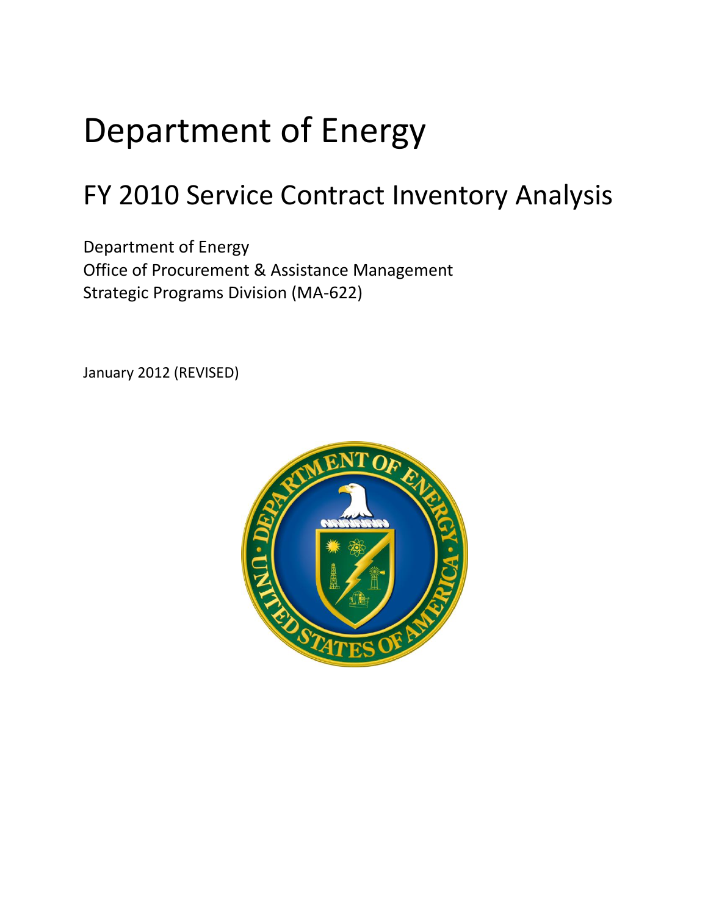# Department of Energy

## FY 2010 Service Contract Inventory Analysis

Department of Energy
Office of Procurement & Assistance Management
Strategic Programs Division (MA-622)

January 2012 (REVISED)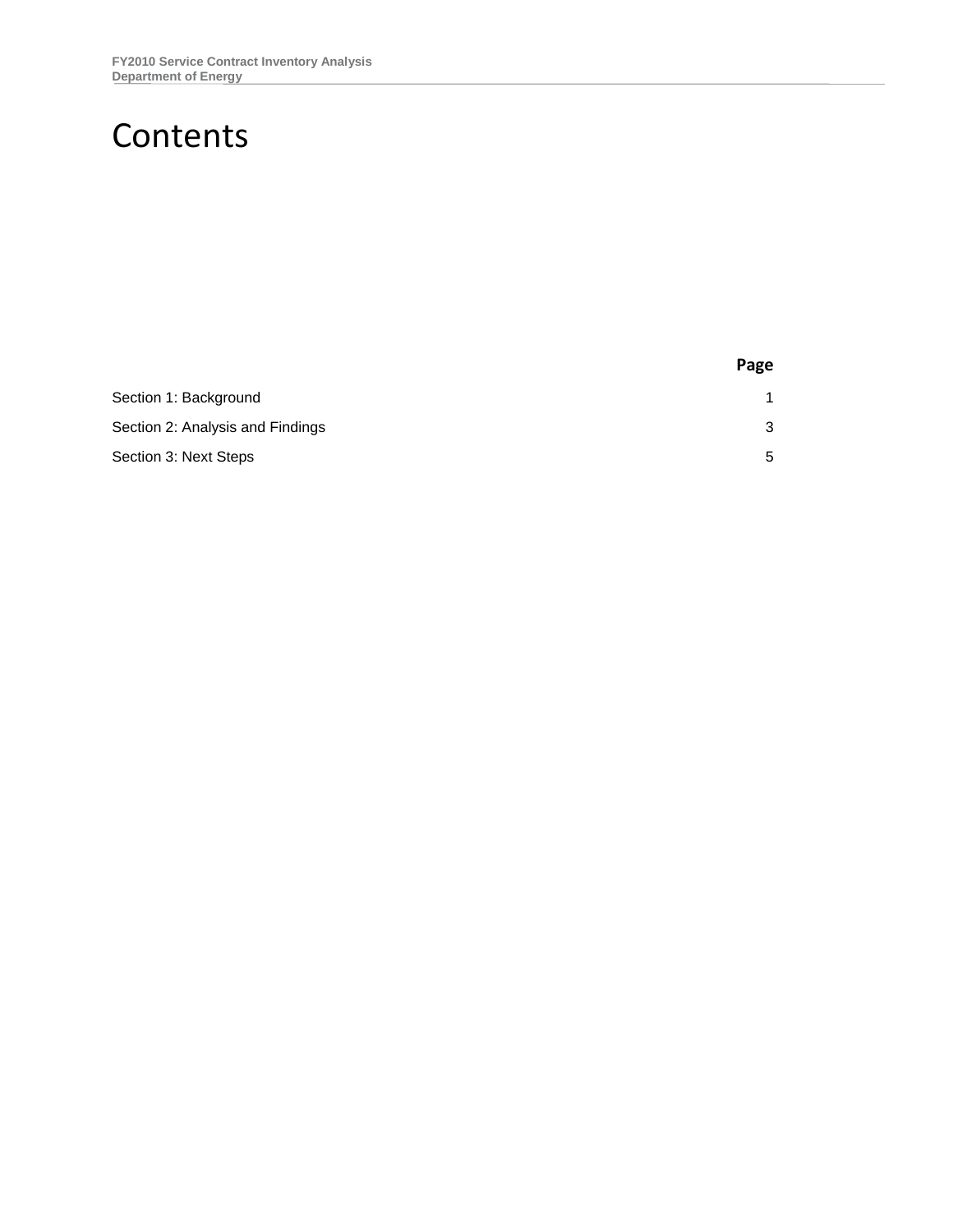# Contents

| | Page |
|---|---|
| Section 1: Background | 1 |
| Section 2: Analysis and Findings | 3 |
| Section 3: Next Steps | 5 |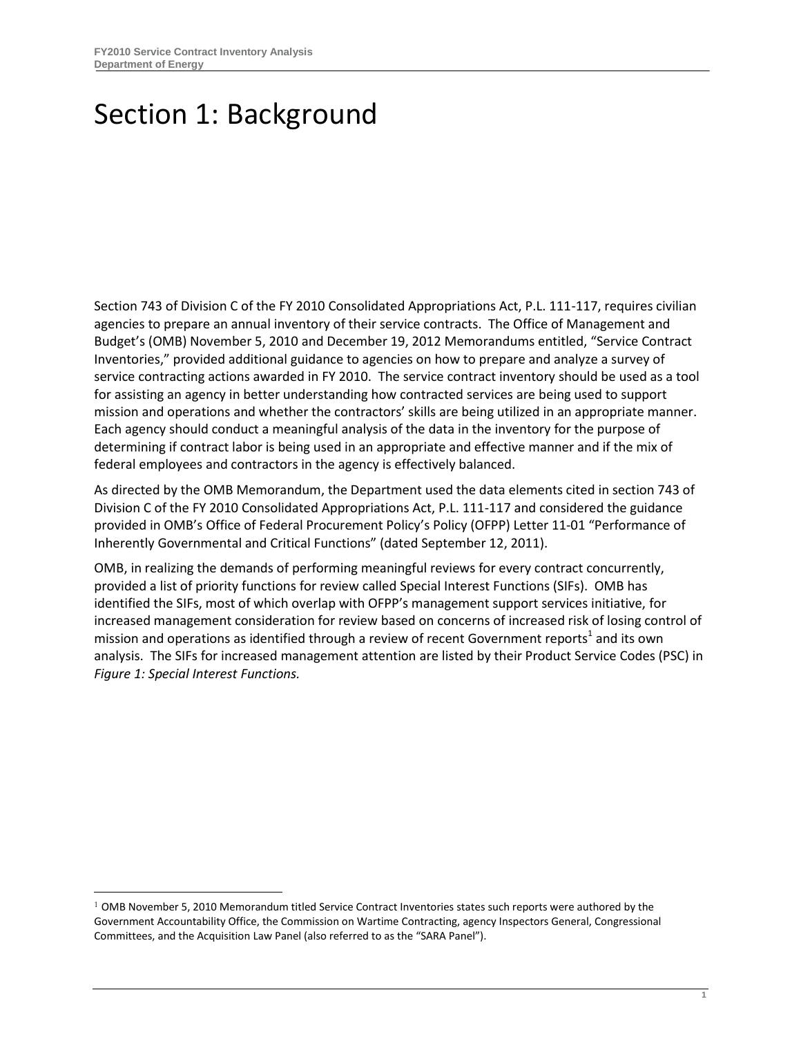# Section 1: Background

Section 743 of Division C of the FY 2010 Consolidated Appropriations Act, P.L. 111-117, requires civilian agencies to prepare an annual inventory of their service contracts. The Office of Management and Budget's (OMB) November 5, 2010 and December 19, 2012 Memorandums entitled, "Service Contract Inventories," provided additional guidance to agencies on how to prepare and analyze a survey of service contracting actions awarded in FY 2010. The service contract inventory should be used as a tool for assisting an agency in better understanding how contracted services are being used to support mission and operations and whether the contractors' skills are being utilized in an appropriate manner. Each agency should conduct a meaningful analysis of the data in the inventory for the purpose of determining if contract labor is being used in an appropriate and effective manner and if the mix of federal employees and contractors in the agency is effectively balanced.

As directed by the OMB Memorandum, the Department used the data elements cited in section 743 of Division C of the FY 2010 Consolidated Appropriations Act, P.L. 111-117 and considered the guidance provided in OMB's Office of Federal Procurement Policy's Policy (OFPP) Letter 11-01 "Performance of Inherently Governmental and Critical Functions" (dated September 12, 2011).

OMB, in realizing the demands of performing meaningful reviews for every contract concurrently, provided a list of priority functions for review called Special Interest Functions (SIFs). OMB has identified the SIFs, most of which overlap with OFPP's management support services initiative, for increased management consideration for review based on concerns of increased risk of losing control of mission and operations as identified through a review of recent Government reports[1] and its own analysis. The SIFs for increased management attention are listed by their Product Service Codes (PSC) in *Figure 1: Special Interest Functions.*

[1] OMB November 5, 2010 Memorandum titled Service Contract Inventories states such reports were authored by the Government Accountability Office, the Commission on Wartime Contracting, agency Inspectors General, Congressional Committees, and the Acquisition Law Panel (also referred to as the "SARA Panel").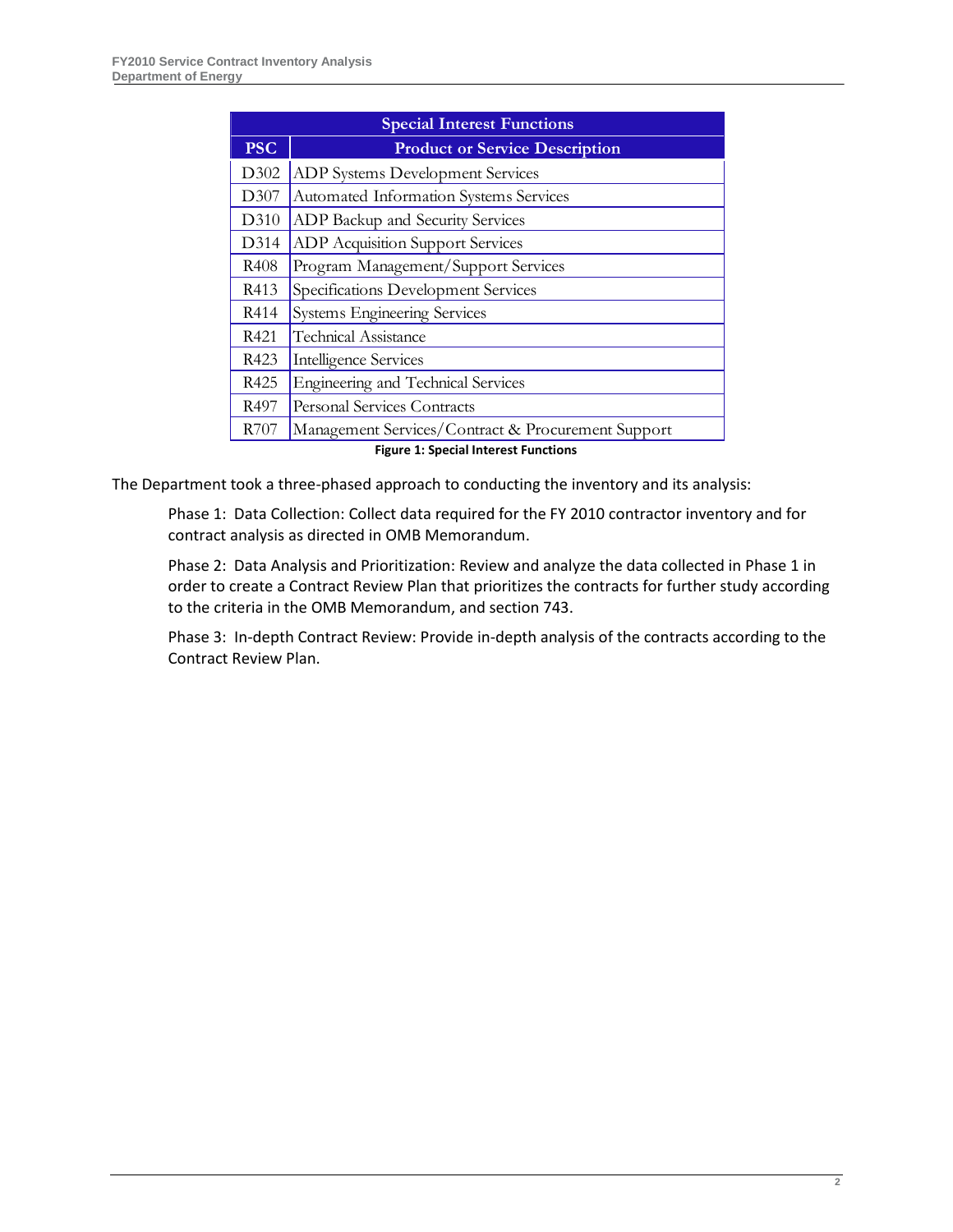| Special Interest Functions | |
|---|---|
| **PSC** | **Product or Service Description** |
| D302 | ADP Systems Development Services |
| D307 | Automated Information Systems Services |
| D310 | ADP Backup and Security Services |
| D314 | ADP Acquisition Support Services |
| R408 | Program Management/Support Services |
| R413 | Specifications Development Services |
| R414 | Systems Engineering Services |
| R421 | Technical Assistance |
| R423 | Intelligence Services |
| R425 | Engineering and Technical Services |
| R497 | Personal Services Contracts |
| R707 | Management Services/Contract & Procurement Support |

**Figure 1: Special Interest Functions**

The Department took a three-phased approach to conducting the inventory and its analysis:

Phase 1: Data Collection: Collect data required for the FY 2010 contractor inventory and for contract analysis as directed in OMB Memorandum.

Phase 2: Data Analysis and Prioritization: Review and analyze the data collected in Phase 1 in order to create a Contract Review Plan that prioritizes the contracts for further study according to the criteria in the OMB Memorandum, and section 743.

Phase 3: In-depth Contract Review: Provide in-depth analysis of the contracts according to the Contract Review Plan.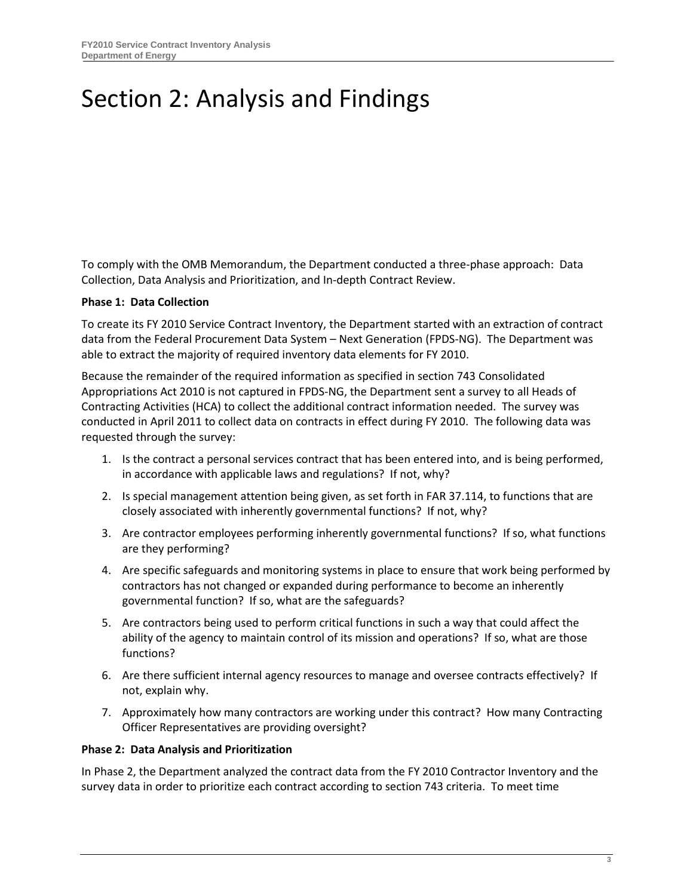# Section 2: Analysis and Findings

To comply with the OMB Memorandum, the Department conducted a three-phase approach: Data Collection, Data Analysis and Prioritization, and In-depth Contract Review.

**Phase 1: Data Collection**

To create its FY 2010 Service Contract Inventory, the Department started with an extraction of contract data from the Federal Procurement Data System – Next Generation (FPDS-NG). The Department was able to extract the majority of required inventory data elements for FY 2010.

Because the remainder of the required information as specified in section 743 Consolidated Appropriations Act 2010 is not captured in FPDS-NG, the Department sent a survey to all Heads of Contracting Activities (HCA) to collect the additional contract information needed. The survey was conducted in April 2011 to collect data on contracts in effect during FY 2010. The following data was requested through the survey:

1. Is the contract a personal services contract that has been entered into, and is being performed, in accordance with applicable laws and regulations? If not, why?
2. Is special management attention being given, as set forth in FAR 37.114, to functions that are closely associated with inherently governmental functions? If not, why?
3. Are contractor employees performing inherently governmental functions? If so, what functions are they performing?
4. Are specific safeguards and monitoring systems in place to ensure that work being performed by contractors has not changed or expanded during performance to become an inherently governmental function? If so, what are the safeguards?
5. Are contractors being used to perform critical functions in such a way that could affect the ability of the agency to maintain control of its mission and operations? If so, what are those functions?
6. Are there sufficient internal agency resources to manage and oversee contracts effectively? If not, explain why.
7. Approximately how many contractors are working under this contract? How many Contracting Officer Representatives are providing oversight?

**Phase 2: Data Analysis and Prioritization**

In Phase 2, the Department analyzed the contract data from the FY 2010 Contractor Inventory and the survey data in order to prioritize each contract according to section 743 criteria. To meet time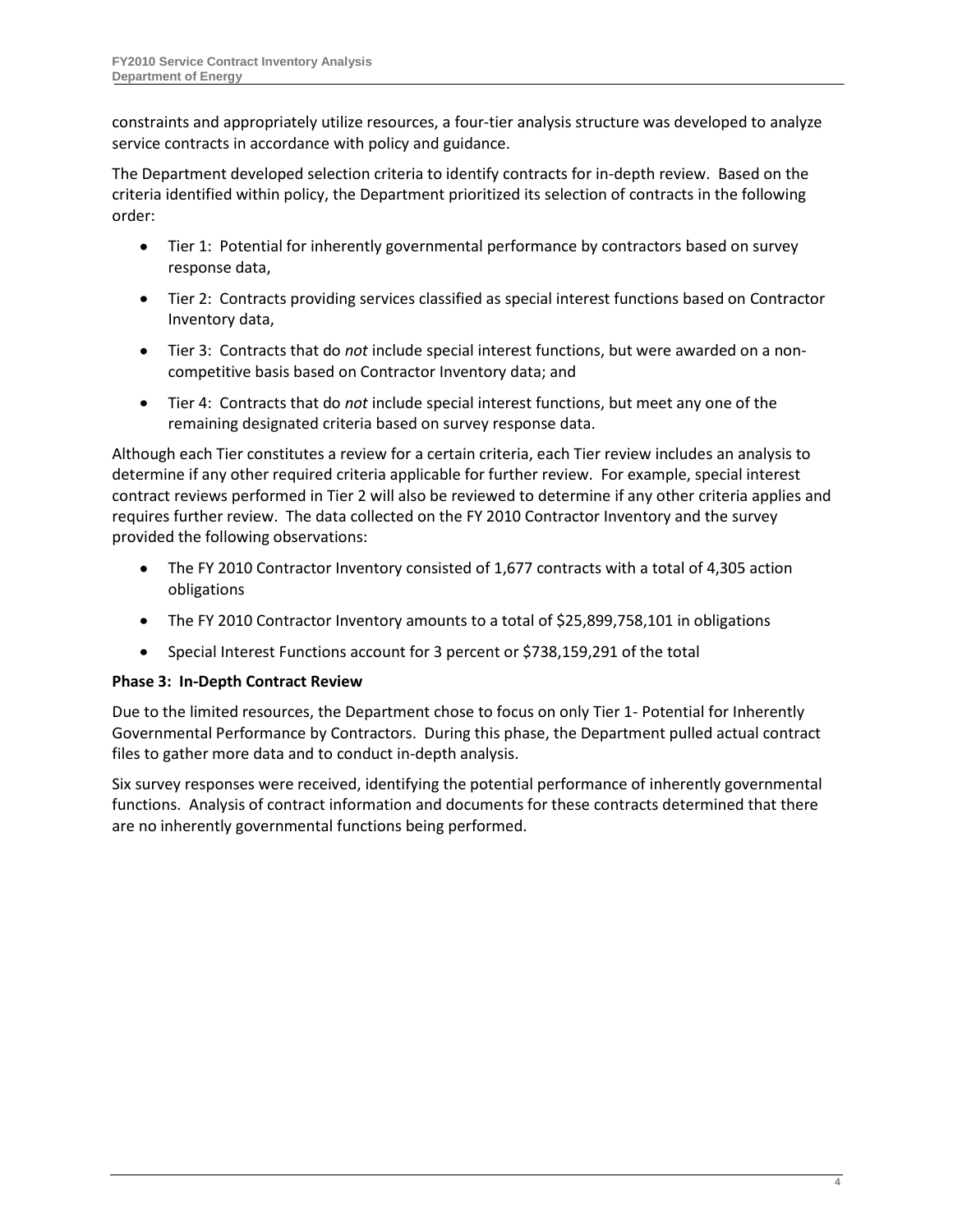constraints and appropriately utilize resources, a four-tier analysis structure was developed to analyze service contracts in accordance with policy and guidance.

The Department developed selection criteria to identify contracts for in-depth review. Based on the criteria identified within policy, the Department prioritized its selection of contracts in the following order:

- Tier 1: Potential for inherently governmental performance by contractors based on survey response data,
- Tier 2: Contracts providing services classified as special interest functions based on Contractor Inventory data,
- Tier 3: Contracts that do *not* include special interest functions, but were awarded on a non-competitive basis based on Contractor Inventory data; and
- Tier 4: Contracts that do *not* include special interest functions, but meet any one of the remaining designated criteria based on survey response data.

Although each Tier constitutes a review for a certain criteria, each Tier review includes an analysis to determine if any other required criteria applicable for further review. For example, special interest contract reviews performed in Tier 2 will also be reviewed to determine if any other criteria applies and requires further review. The data collected on the FY 2010 Contractor Inventory and the survey provided the following observations:

- The FY 2010 Contractor Inventory consisted of 1,677 contracts with a total of 4,305 action obligations
- The FY 2010 Contractor Inventory amounts to a total of $25,899,758,101 in obligations
- Special Interest Functions account for 3 percent or $738,159,291 of the total

**Phase 3: In-Depth Contract Review**

Due to the limited resources, the Department chose to focus on only Tier 1- Potential for Inherently Governmental Performance by Contractors. During this phase, the Department pulled actual contract files to gather more data and to conduct in-depth analysis.

Six survey responses were received, identifying the potential performance of inherently governmental functions. Analysis of contract information and documents for these contracts determined that there are no inherently governmental functions being performed.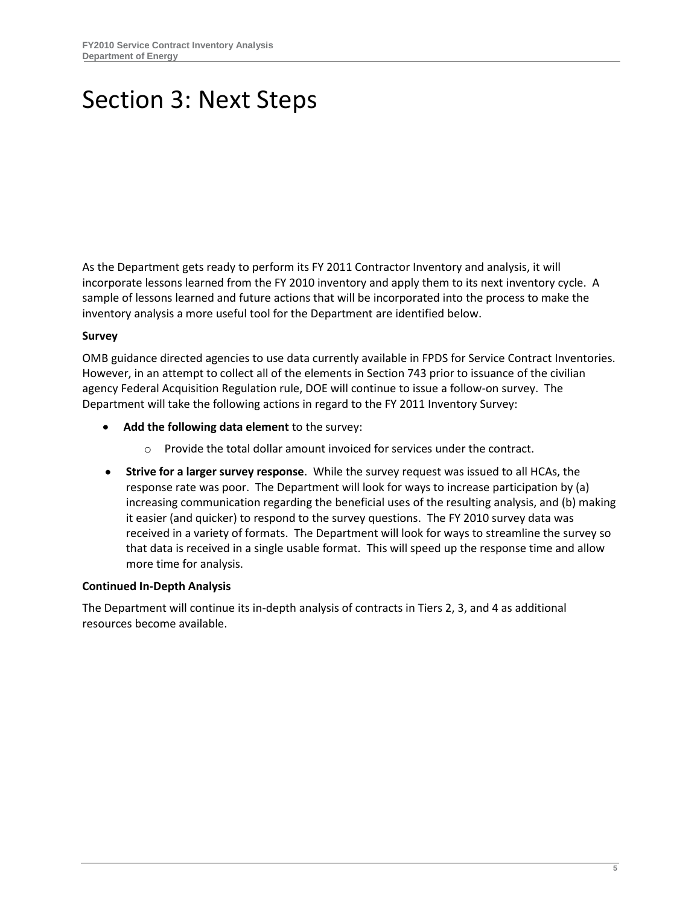# Section 3: Next Steps

As the Department gets ready to perform its FY 2011 Contractor Inventory and analysis, it will incorporate lessons learned from the FY 2010 inventory and apply them to its next inventory cycle. A sample of lessons learned and future actions that will be incorporated into the process to make the inventory analysis a more useful tool for the Department are identified below.

**Survey**

OMB guidance directed agencies to use data currently available in FPDS for Service Contract Inventories. However, in an attempt to collect all of the elements in Section 743 prior to issuance of the civilian agency Federal Acquisition Regulation rule, DOE will continue to issue a follow-on survey. The Department will take the following actions in regard to the FY 2011 Inventory Survey:

- **Add the following data element** to the survey:
    - Provide the total dollar amount invoiced for services under the contract.
- **Strive for a larger survey response**. While the survey request was issued to all HCAs, the response rate was poor. The Department will look for ways to increase participation by (a) increasing communication regarding the beneficial uses of the resulting analysis, and (b) making it easier (and quicker) to respond to the survey questions. The FY 2010 survey data was received in a variety of formats. The Department will look for ways to streamline the survey so that data is received in a single usable format. This will speed up the response time and allow more time for analysis.

**Continued In-Depth Analysis**

The Department will continue its in-depth analysis of contracts in Tiers 2, 3, and 4 as additional resources become available.